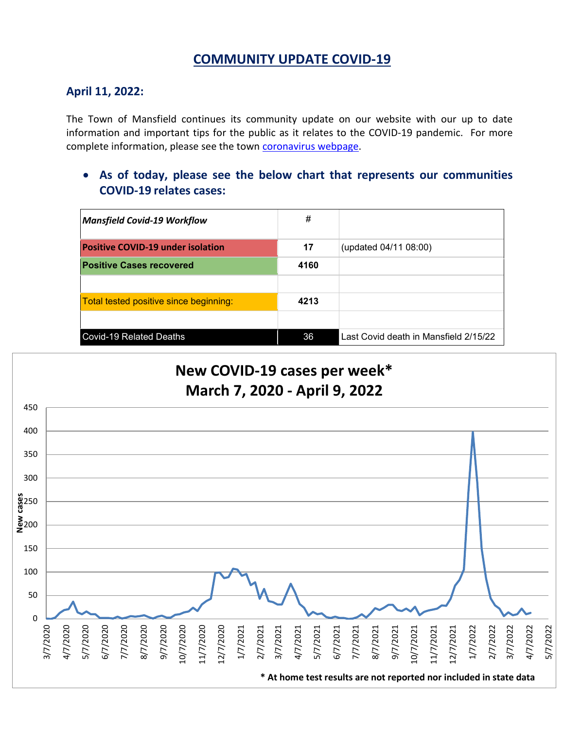# COMMUNITY UPDATE COVID-19

## April 11, 2022:

The Town of Mansfield continues its community update on our website with our up to date information and important tips for the public as it relates to the COVID-19 pandemic. For more complete information, please see the town coronavirus webpage.

- **As of today, please see the below chart that represents our communities COVID-19 relates cases:**

| *Mansfield Covid-19 Workflow* | # | |
|---|---|---|
| **Positive COVID-19 under isolation** | **17** | (updated 04/11 08:00) |
| **Positive Cases recovered** | **4160** | |
| | | |
| Total tested positive since beginning: | **4213** | |
| | | |
| Covid-19 Related Deaths | 36 | Last Covid death in Mansfield 2/15/22 |

**New COVID-19 cases per week***
**March 7, 2020 - April 9, 2022**

**\* At home test results are not reported nor included in state data**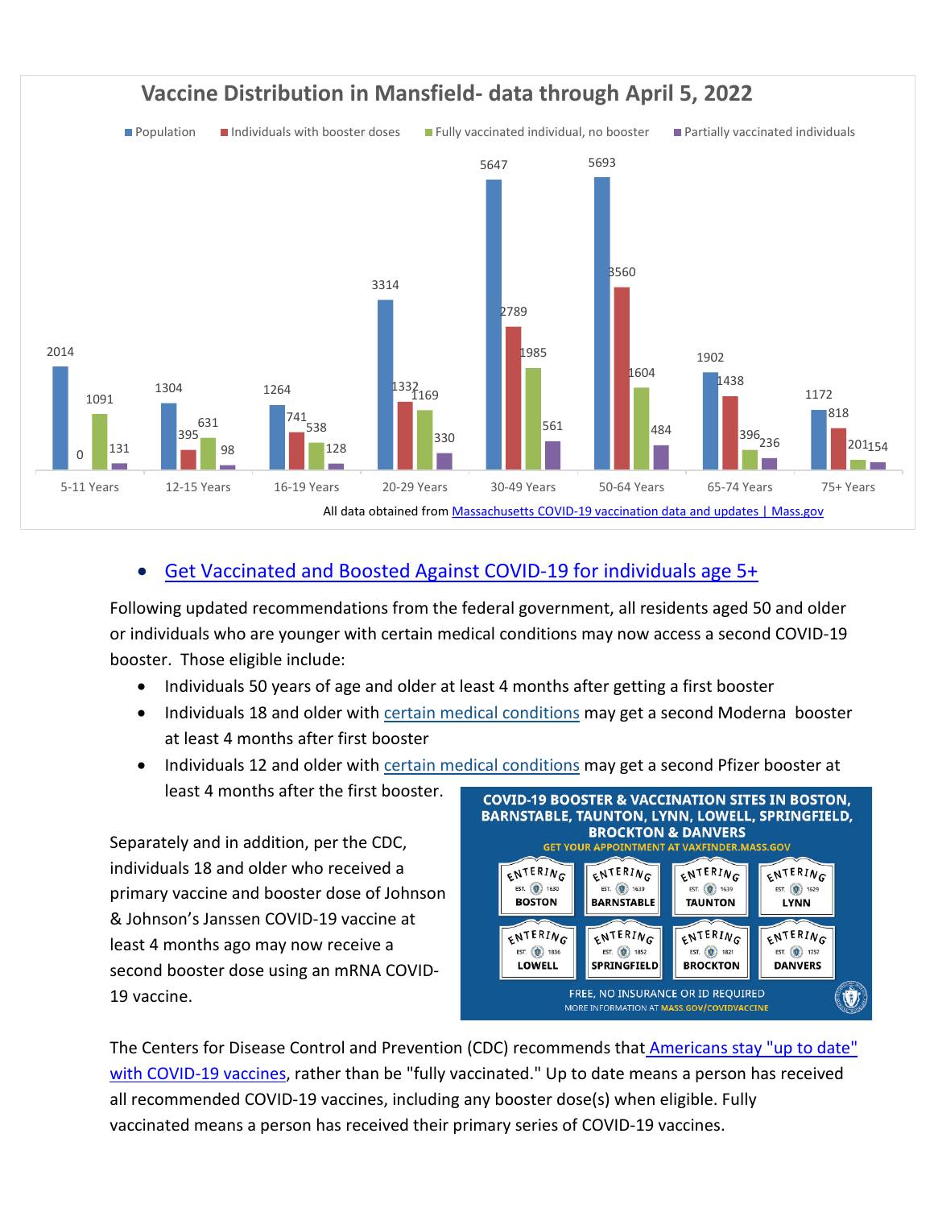## Vaccine Distribution in Mansfield- data through April 5, 2022

| Age Group | Population | Individuals with booster doses | Fully vaccinated individual, no booster | Partially vaccinated individuals |
|---|---|---|---|---|
| 5-11 Years | 2014 | 0 | 1091 | 131 |
| 12-15 Years | 1304 | 395 | 631 | 98 |
| 16-19 Years | 1264 | 741 | 538 | 128 |
| 20-29 Years | 3314 | 1332 | 1169 | 330 |
| 30-49 Years | 5647 | 2789 | 1985 | 561 |
| 50-64 Years | 5693 | 3560 | 1604 | 484 |
| 65-74 Years | 1902 | 1438 | 396 | 236 |
| 75+ Years | 1172 | 818 | 201 | 154 |

All data obtained from Massachusetts COVID-19 vaccination data and updates | Mass.gov

- Get Vaccinated and Boosted Against COVID-19 for individuals age 5+

Following updated recommendations from the federal government, all residents aged 50 and older or individuals who are younger with certain medical conditions may now access a second COVID-19 booster. Those eligible include:

- Individuals 50 years of age and older at least 4 months after getting a first booster
- Individuals 18 and older with certain medical conditions may get a second Moderna booster at least 4 months after first booster
- Individuals 12 and older with certain medical conditions may get a second Pfizer booster at least 4 months after the first booster.

Separately and in addition, per the CDC, individuals 18 and older who received a primary vaccine and booster dose of Johnson & Johnson's Janssen COVID-19 vaccine at least 4 months ago may now receive a second booster dose using an mRNA COVID-19 vaccine.

**COVID-19 BOOSTER & VACCINATION SITES IN BOSTON, BARNSTABLE, TAUNTON, LYNN, LOWELL, SPRINGFIELD, BROCKTON & DANVERS**

GET YOUR APPOINTMENT AT VAXFINDER.MASS.GOV

ENTERING BOSTON EST. 1630 · ENTERING BARNSTABLE EST. 1639 · ENTERING TAUNTON EST. 1639 · ENTERING LYNN EST. 1629 · ENTERING LOWELL EST. 1836 · ENTERING SPRINGFIELD EST. 1852 · ENTERING BROCKTON EST. 1821 · ENTERING DANVERS EST. 1757

FREE, NO INSURANCE OR ID REQUIRED

MORE INFORMATION AT MASS.GOV/COVIDVACCINE

The Centers for Disease Control and Prevention (CDC) recommends that Americans stay "up to date" with COVID-19 vaccines, rather than be "fully vaccinated." Up to date means a person has received all recommended COVID-19 vaccines, including any booster dose(s) when eligible. Fully vaccinated means a person has received their primary series of COVID-19 vaccines.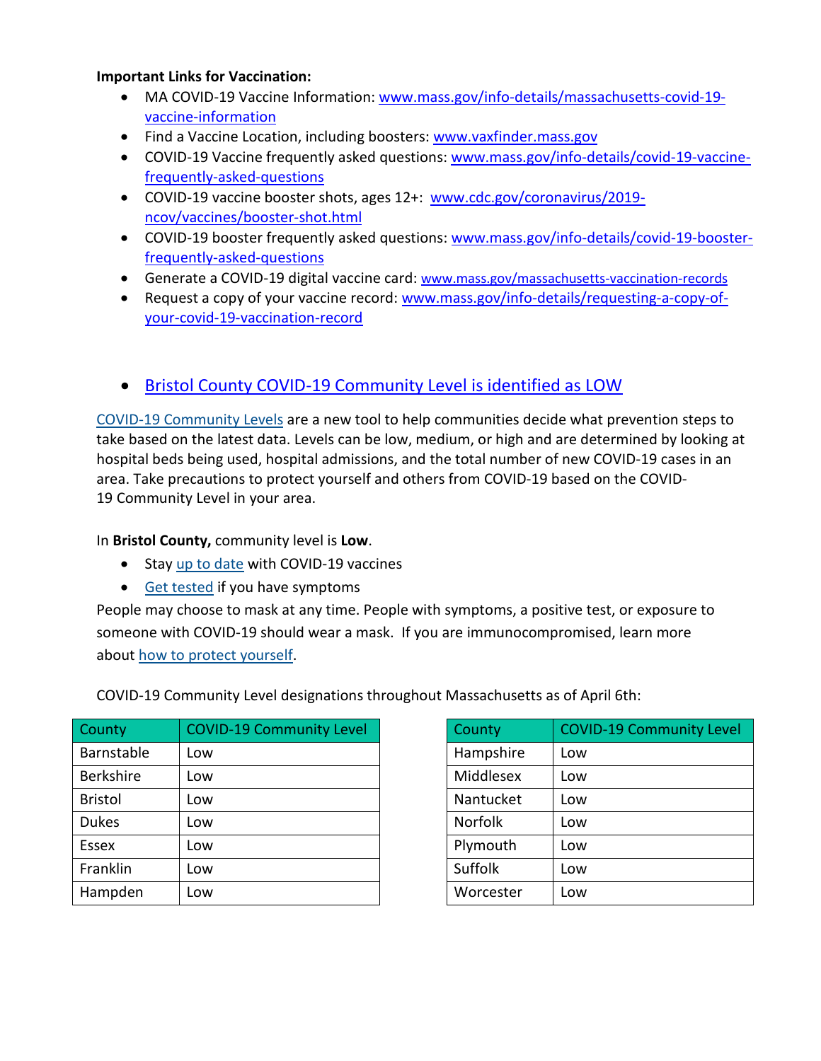**Important Links for Vaccination:**

- MA COVID-19 Vaccine Information: www.mass.gov/info-details/massachusetts-covid-19-vaccine-information
- Find a Vaccine Location, including boosters: www.vaxfinder.mass.gov
- COVID-19 Vaccine frequently asked questions: www.mass.gov/info-details/covid-19-vaccine-frequently-asked-questions
- COVID-19 vaccine booster shots, ages 12+: www.cdc.gov/coronavirus/2019-ncov/vaccines/booster-shot.html
- COVID-19 booster frequently asked questions: www.mass.gov/info-details/covid-19-booster-frequently-asked-questions
- Generate a COVID-19 digital vaccine card: www.mass.gov/massachusetts-vaccination-records
- Request a copy of your vaccine record: www.mass.gov/info-details/requesting-a-copy-of-your-covid-19-vaccination-record

- Bristol County COVID-19 Community Level is identified as LOW

COVID-19 Community Levels are a new tool to help communities decide what prevention steps to take based on the latest data. Levels can be low, medium, or high and are determined by looking at hospital beds being used, hospital admissions, and the total number of new COVID-19 cases in an area. Take precautions to protect yourself and others from COVID-19 based on the COVID-19 Community Level in your area.

In **Bristol County,** community level is **Low**.

- Stay up to date with COVID-19 vaccines
- Get tested if you have symptoms

People may choose to mask at any time. People with symptoms, a positive test, or exposure to someone with COVID-19 should wear a mask. If you are immunocompromised, learn more about how to protect yourself.

COVID-19 Community Level designations throughout Massachusetts as of April 6th:

| County | COVID-19 Community Level |
| --- | --- |
| Barnstable | Low |
| Berkshire | Low |
| Bristol | Low |
| Dukes | Low |
| Essex | Low |
| Franklin | Low |
| Hampden | Low |

| County | COVID-19 Community Level |
| --- | --- |
| Hampshire | Low |
| Middlesex | Low |
| Nantucket | Low |
| Norfolk | Low |
| Plymouth | Low |
| Suffolk | Low |
| Worcester | Low |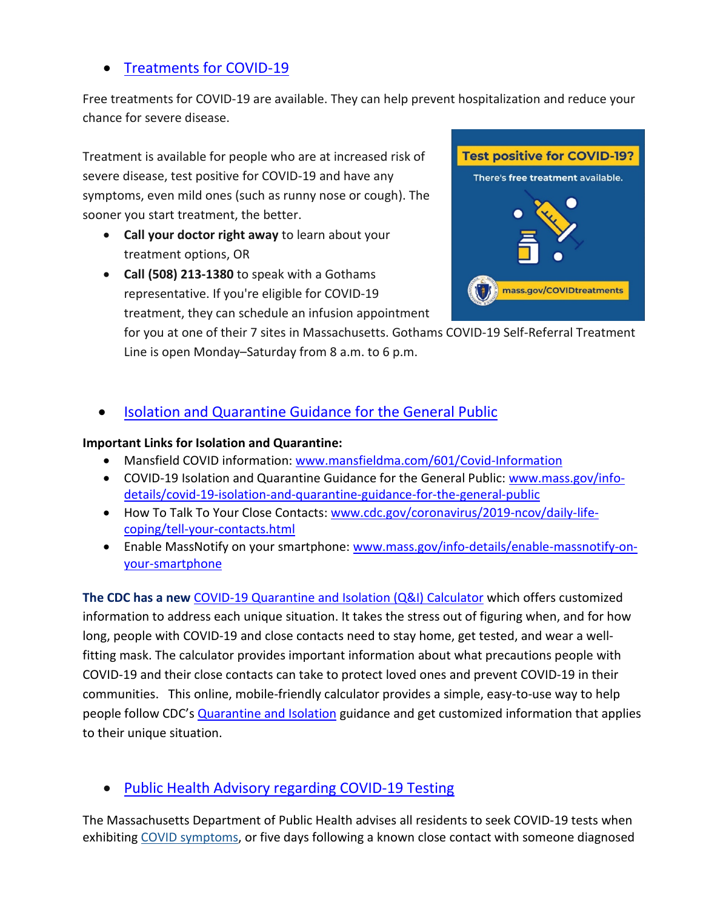- [Treatments for COVID-19]()

Free treatments for COVID-19 are available. They can help prevent hospitalization and reduce your chance for severe disease.

Treatment is available for people who are at increased risk of severe disease, test positive for COVID-19 and have any symptoms, even mild ones (such as runny nose or cough). The sooner you start treatment, the better.

- **Call your doctor right away** to learn about your treatment options, OR
- **Call (508) 213-1380** to speak with a Gothams representative. If you're eligible for COVID-19 treatment, they can schedule an infusion appointment for you at one of their 7 sites in Massachusetts. Gothams COVID-19 Self-Referral Treatment Line is open Monday–Saturday from 8 a.m. to 6 p.m.

- [Isolation and Quarantine Guidance for the General Public]()

**Important Links for Isolation and Quarantine:**

- Mansfield COVID information: [www.mansfieldma.com/601/Covid-Information]()
- COVID-19 Isolation and Quarantine Guidance for the General Public: [www.mass.gov/info-details/covid-19-isolation-and-quarantine-guidance-for-the-general-public]()
- How To Talk To Your Close Contacts: [www.cdc.gov/coronavirus/2019-ncov/daily-life-coping/tell-your-contacts.html]()
- Enable MassNotify on your smartphone: [www.mass.gov/info-details/enable-massnotify-on-your-smartphone]()

**The CDC has a new** [COVID-19 Quarantine and Isolation (Q&I) Calculator]() which offers customized information to address each unique situation. It takes the stress out of figuring when, and for how long, people with COVID-19 and close contacts need to stay home, get tested, and wear a well-fitting mask. The calculator provides important information about what precautions people with COVID-19 and their close contacts can take to protect loved ones and prevent COVID-19 in their communities. This online, mobile-friendly calculator provides a simple, easy-to-use way to help people follow CDC's [Quarantine and Isolation]() guidance and get customized information that applies to their unique situation.

- [Public Health Advisory regarding COVID-19 Testing]()

The Massachusetts Department of Public Health advises all residents to seek COVID-19 tests when exhibiting [COVID symptoms](), or five days following a known close contact with someone diagnosed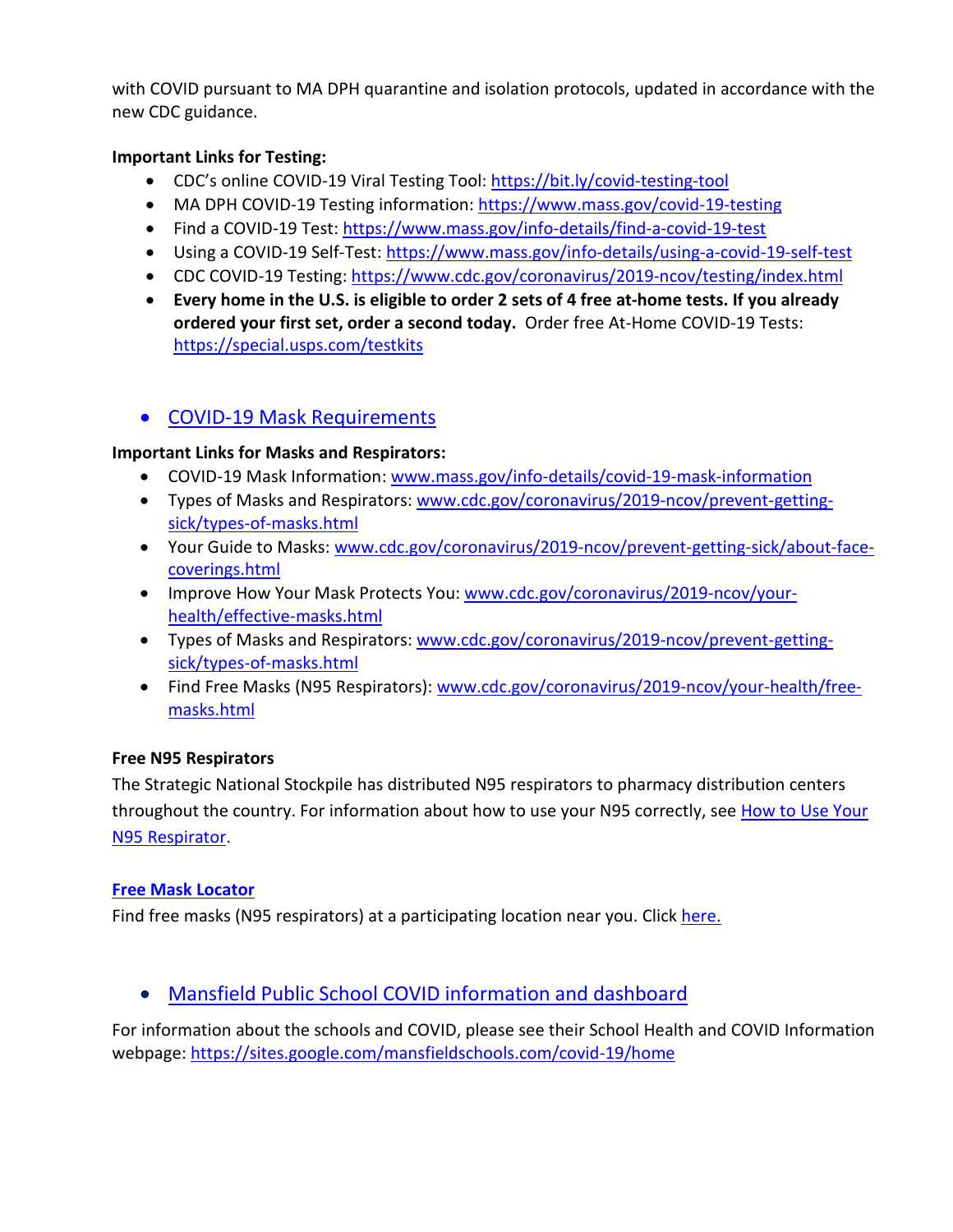with COVID pursuant to MA DPH quarantine and isolation protocols, updated in accordance with the new CDC guidance.

**Important Links for Testing:**

- CDC's online COVID-19 Viral Testing Tool: https://bit.ly/covid-testing-tool
- MA DPH COVID-19 Testing information: https://www.mass.gov/covid-19-testing
- Find a COVID-19 Test: https://www.mass.gov/info-details/find-a-covid-19-test
- Using a COVID-19 Self-Test: https://www.mass.gov/info-details/using-a-covid-19-self-test
- CDC COVID-19 Testing: https://www.cdc.gov/coronavirus/2019-ncov/testing/index.html
- **Every home in the U.S. is eligible to order 2 sets of 4 free at-home tests. If you already ordered your first set, order a second today.** Order free At-Home COVID-19 Tests: https://special.usps.com/testkits

- COVID-19 Mask Requirements

**Important Links for Masks and Respirators:**

- COVID-19 Mask Information: www.mass.gov/info-details/covid-19-mask-information
- Types of Masks and Respirators: www.cdc.gov/coronavirus/2019-ncov/prevent-getting-sick/types-of-masks.html
- Your Guide to Masks: www.cdc.gov/coronavirus/2019-ncov/prevent-getting-sick/about-face-coverings.html
- Improve How Your Mask Protects You: www.cdc.gov/coronavirus/2019-ncov/your-health/effective-masks.html
- Types of Masks and Respirators: www.cdc.gov/coronavirus/2019-ncov/prevent-getting-sick/types-of-masks.html
- Find Free Masks (N95 Respirators): www.cdc.gov/coronavirus/2019-ncov/your-health/free-masks.html

**Free N95 Respirators**

The Strategic National Stockpile has distributed N95 respirators to pharmacy distribution centers throughout the country. For information about how to use your N95 correctly, see How to Use Your N95 Respirator.

**Free Mask Locator**

Find free masks (N95 respirators) at a participating location near you. Click here.

- Mansfield Public School COVID information and dashboard

For information about the schools and COVID, please see their School Health and COVID Information webpage: https://sites.google.com/mansfieldschools.com/covid-19/home